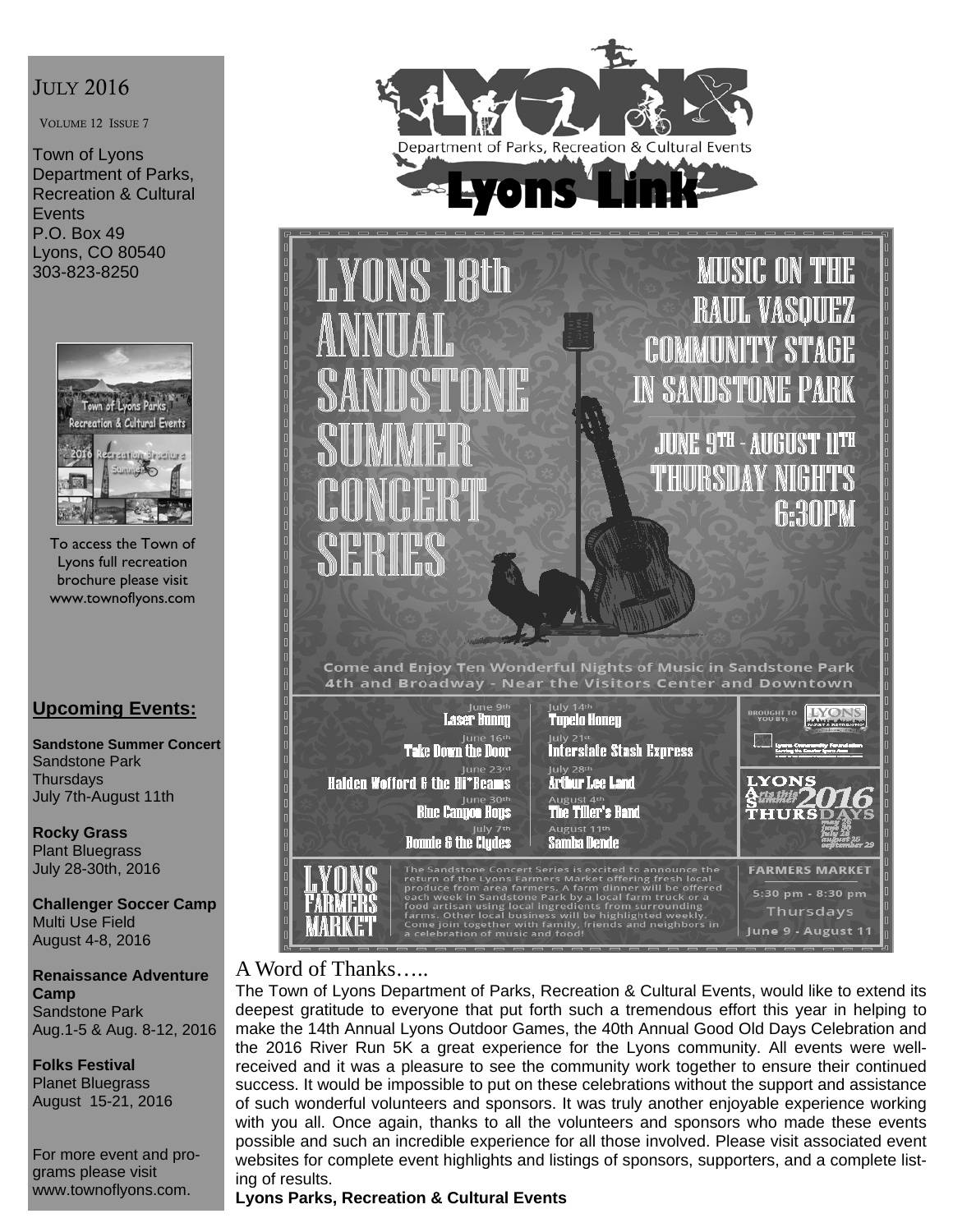JULY 2016

VOLUME 12 ISSUE 7

Town of Lyons Department of Parks, Recreation & Cultural Events
P.O. Box 49
Lyons, CO 80540
303-823-8250

To access the Town of Lyons full recreation brochure please visit www.townoflyons.com

## Upcoming Events:

**Sandstone Summer Concert**
Sandstone Park
Thursdays
July 7th-August 11th

**Rocky Grass**
Plant Bluegrass
July 28-30th, 2016

**Challenger Soccer Camp**
Multi Use Field
August 4-8, 2016

**Renaissance Adventure Camp**
Sandstone Park
Aug.1-5 & Aug. 8-12, 2016

**Folks Festival**
Planet Bluegrass
August 15-21, 2016

For more event and programs please visit www.townoflyons.com.

# Lyons Link

Department of Parks, Recreation & Cultural Events

## LYONS 18th ANNUAL SANDSTONE SUMMER CONCERT SERIES

MUSIC ON THE RAUL VASQUEZ COMMUNITY STAGE IN SANDSTONE PARK

JUNE 9TH - AUGUST 11TH
THURSDAY NIGHTS
6:30PM

Come and Enjoy Ten Wonderful Nights of Music in Sandstone Park
4th and Broadway - Near the Visitors Center and Downtown

June 9th — **Laser Bunny**
June 16th — **Take Down the Door**
June 23rd — **Halden Wofford & the Hi*Beams**
June 30th — **Blue Canyon Boys**
July 7th — **Bonnie & the Clydes**
July 14th — **Tupelo Honey**
July 21st — **Interstate Stash Express**
July 28th — **Arthur Lee Land**
August 4th — **The Tiller's Band**
August 11th — **Samba Dende**

BROUGHT TO YOU BY: LYONS

LYONS Arts this Summer 2016 THURSDAYS

**LYONS FARMERS MARKET**

The Sandstone Concert Series is excited to announce the return of the Lyons Farmers Market offering fresh local produce from area farmers. A farm dinner will be offered each week in Sandstone Park by a local farm truck or a food artisan using local ingredients from surrounding farms. Other local business will be highlighted weekly. Come join together with family, friends and neighbors in a celebration of music and food!

FARMERS MARKET
5:30 pm - 8:30 pm
Thursdays
June 9 - August 11

## A Word of Thanks…..

The Town of Lyons Department of Parks, Recreation & Cultural Events, would like to extend its deepest gratitude to everyone that put forth such a tremendous effort this year in helping to make the 14th Annual Lyons Outdoor Games, the 40th Annual Good Old Days Celebration and the 2016 River Run 5K a great experience for the Lyons community. All events were well-received and it was a pleasure to see the community work together to ensure their continued success. It would be impossible to put on these celebrations without the support and assistance of such wonderful volunteers and sponsors. It was truly another enjoyable experience working with you all. Once again, thanks to all the volunteers and sponsors who made these events possible and such an incredible experience for all those involved. Please visit associated event websites for complete event highlights and listings of sponsors, supporters, and a complete listing of results.

**Lyons Parks, Recreation & Cultural Events**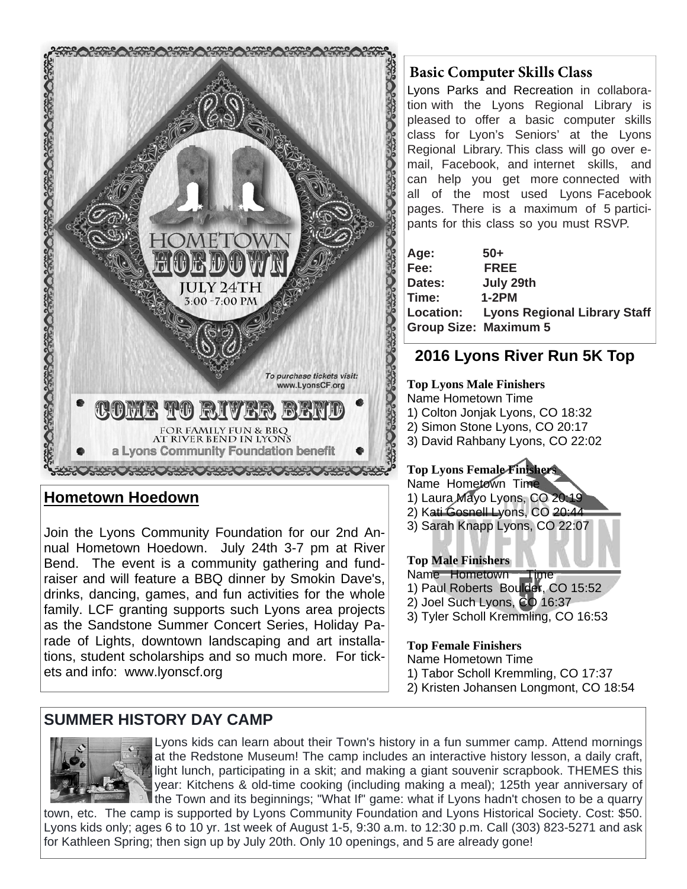HOMETOWN HOEDOWN

JULY 24TH
3:00 -7:00 PM

*To purchase tickets visit: www.LyonsCF.org*

COME TO RIVER BEND

FOR FAMILY FUN & BBQ AT RIVER BEND IN LYONS

a Lyons Community Foundation benefit

## Hometown Hoedown

Join the Lyons Community Foundation for our 2nd Annual Hometown Hoedown. July 24th 3-7 pm at River Bend. The event is a community gathering and fundraiser and will feature a BBQ dinner by Smokin Dave's, drinks, dancing, games, and fun activities for the whole family. LCF granting supports such Lyons area projects as the Sandstone Summer Concert Series, Holiday Parade of Lights, downtown landscaping and art installations, student scholarships and so much more. For tickets and info: www.lyonscf.org

## Basic Computer Skills Class

Lyons Parks and Recreation in collaboration with the Lyons Regional Library is pleased to offer a basic computer skills class for Lyon's Seniors' at the Lyons Regional Library. This class will go over e-mail, Facebook, and internet skills, and can help you get more connected with all of the most used Lyons Facebook pages. There is a maximum of 5 participants for this class so you must RSVP.

**Age:** 50+
**Fee:** FREE
**Dates:** July 29th
**Time:** 1-2PM
**Location:** Lyons Regional Library Staff
**Group Size:** Maximum 5

## 2016 Lyons River Run 5K Top

**Top Lyons Male Finishers**

Name Hometown Time
1) Colton Jonjak Lyons, CO 18:32
2) Simon Stone Lyons, CO 20:17
3) David Rahbany Lyons, CO 22:02

**Top Lyons Female Finishers**

Name Hometown Time
1) Laura Mayo Lyons, CO 20:19
2) Kati Gosnell Lyons, CO 20:44
3) Sarah Knapp Lyons, CO 22:07

**Top Male Finishers**

Name Hometown Time
1) Paul Roberts Boulder, CO 15:52
2) Joel Such Lyons, CO 16:37
3) Tyler Scholl Kremmling, CO 16:53

**Top Female Finishers**

Name Hometown Time
1) Tabor Scholl Kremmling, CO 17:37
2) Kristen Johansen Longmont, CO 18:54

## SUMMER HISTORY DAY CAMP

Lyons kids can learn about their Town's history in a fun summer camp. Attend mornings at the Redstone Museum! The camp includes an interactive history lesson, a daily craft, light lunch, participating in a skit; and making a giant souvenir scrapbook. THEMES this year: Kitchens & old-time cooking (including making a meal); 125th year anniversary of the Town and its beginnings; "What If" game: what if Lyons hadn't chosen to be a quarry town, etc. The camp is supported by Lyons Community Foundation and Lyons Historical Society. Cost: $50. Lyons kids only; ages 6 to 10 yr. 1st week of August 1-5, 9:30 a.m. to 12:30 p.m. Call (303) 823-5271 and ask for Kathleen Spring; then sign up by July 20th. Only 10 openings, and 5 are already gone!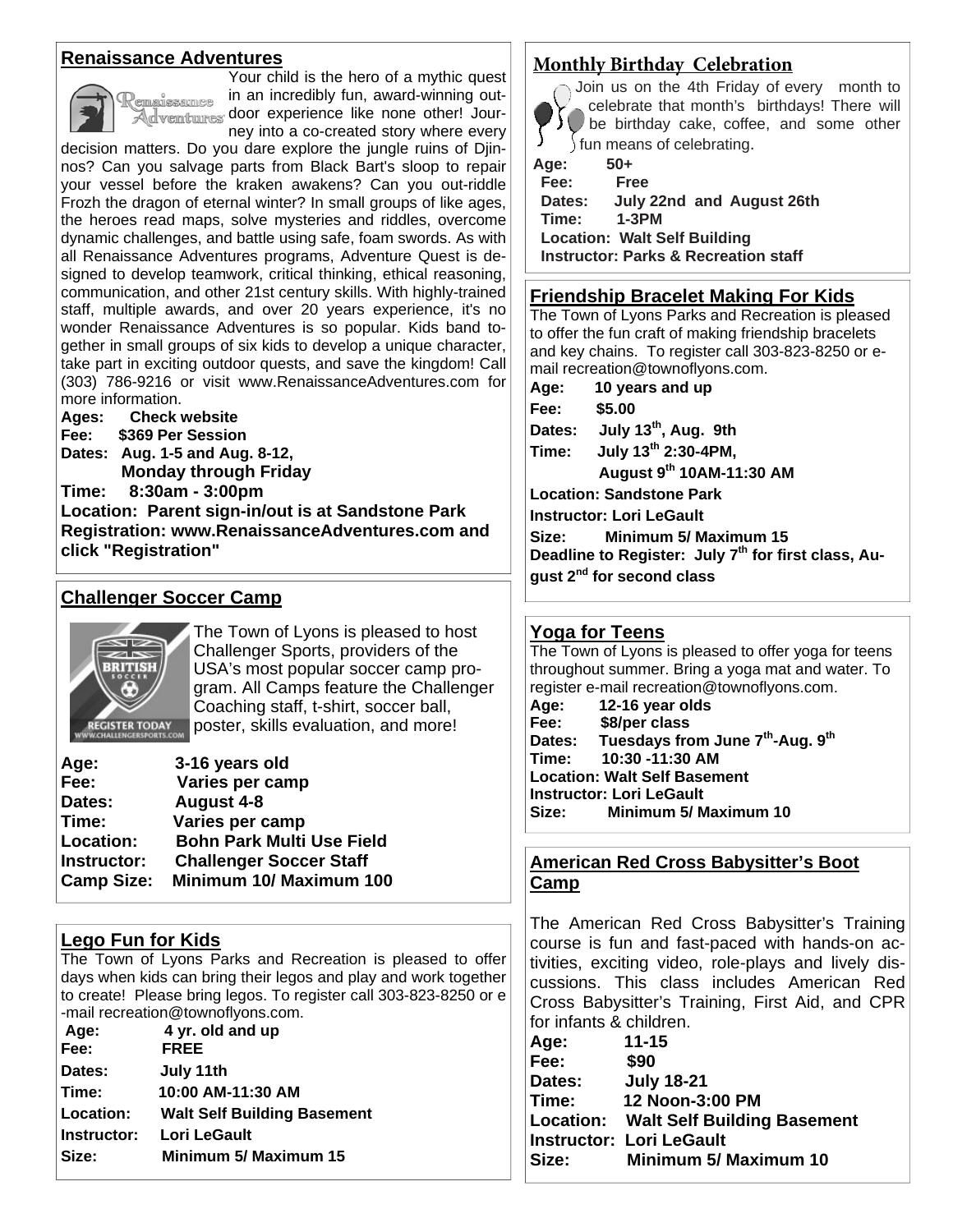## Renaissance Adventures

Your child is the hero of a mythic quest in an incredibly fun, award-winning outdoor experience like none other! Journey into a co-created story where every decision matters. Do you dare explore the jungle ruins of Djinnos? Can you salvage parts from Black Bart's sloop to repair your vessel before the kraken awakens? Can you out-riddle Frozh the dragon of eternal winter? In small groups of like ages, the heroes read maps, solve mysteries and riddles, overcome dynamic challenges, and battle using safe, foam swords. As with all Renaissance Adventures programs, Adventure Quest is designed to develop teamwork, critical thinking, ethical reasoning, communication, and other 21st century skills. With highly-trained staff, multiple awards, and over 20 years experience, it's no wonder Renaissance Adventures is so popular. Kids band together in small groups of six kids to develop a unique character, take part in exciting outdoor quests, and save the kingdom! Call (303) 786-9216 or visit www.RenaissanceAdventures.com for more information.

**Ages:** Check website
**Fee:** $369 Per Session
**Dates:** Aug. 1-5 and Aug. 8-12, Monday through Friday
**Time:** 8:30am - 3:00pm
**Location:** Parent sign-in/out is at Sandstone Park
**Registration:** www.RenaissanceAdventures.com and click "Registration"

## Challenger Soccer Camp

The Town of Lyons is pleased to host Challenger Sports, providers of the USA's most popular soccer camp program. All Camps feature the Challenger Coaching staff, t-shirt, soccer ball, poster, skills evaluation, and more!

**Age:** 3-16 years old
**Fee:** Varies per camp
**Dates:** August 4-8
**Time:** Varies per camp
**Location:** Bohn Park Multi Use Field
**Instructor:** Challenger Soccer Staff
**Camp Size:** Minimum 10/ Maximum 100

## Lego Fun for Kids

The Town of Lyons Parks and Recreation is pleased to offer days when kids can bring their legos and play and work together to create! Please bring legos. To register call 303-823-8250 or e-mail recreation@townoflyons.com.

**Age:** 4 yr. old and up
**Fee:** FREE
**Dates:** July 11th
**Time:** 10:00 AM-11:30 AM
**Location:** Walt Self Building Basement
**Instructor:** Lori LeGault
**Size:** Minimum 5/ Maximum 15

## Monthly Birthday Celebration

Join us on the 4th Friday of every month to celebrate that month's birthdays! There will be birthday cake, coffee, and some other fun means of celebrating.

**Age:** 50+
**Fee:** Free
**Dates:** July 22nd and August 26th
**Time:** 1-3PM
**Location:** Walt Self Building
**Instructor:** Parks & Recreation staff

## Friendship Bracelet Making For Kids

The Town of Lyons Parks and Recreation is pleased to offer the fun craft of making friendship bracelets and key chains. To register call 303-823-8250 or e-mail recreation@townoflyons.com.

**Age:** 10 years and up
**Fee:** $5.00
**Dates:** July 13th, Aug. 9th
**Time:** July 13th 2:30-4PM, August 9th 10AM-11:30 AM
**Location:** Sandstone Park
**Instructor:** Lori LeGault
**Size:** Minimum 5/ Maximum 15
**Deadline to Register:** July 7th for first class, August 2nd for second class

## Yoga for Teens

The Town of Lyons is pleased to offer yoga for teens throughout summer. Bring a yoga mat and water. To register e-mail recreation@townoflyons.com.

**Age:** 12-16 year olds
**Fee:** $8/per class
**Dates:** Tuesdays from June 7th-Aug. 9th
**Time:** 10:30 -11:30 AM
**Location:** Walt Self Basement
**Instructor:** Lori LeGault
**Size:** Minimum 5/ Maximum 10

## American Red Cross Babysitter's Boot Camp

The American Red Cross Babysitter's Training course is fun and fast-paced with hands-on activities, exciting video, role-plays and lively discussions. This class includes American Red Cross Babysitter's Training, First Aid, and CPR for infants & children.

**Age:** 11-15
**Fee:** $90
**Dates:** July 18-21
**Time:** 12 Noon-3:00 PM
**Location:** Walt Self Building Basement
**Instructor:** Lori LeGault
**Size:** Minimum 5/ Maximum 10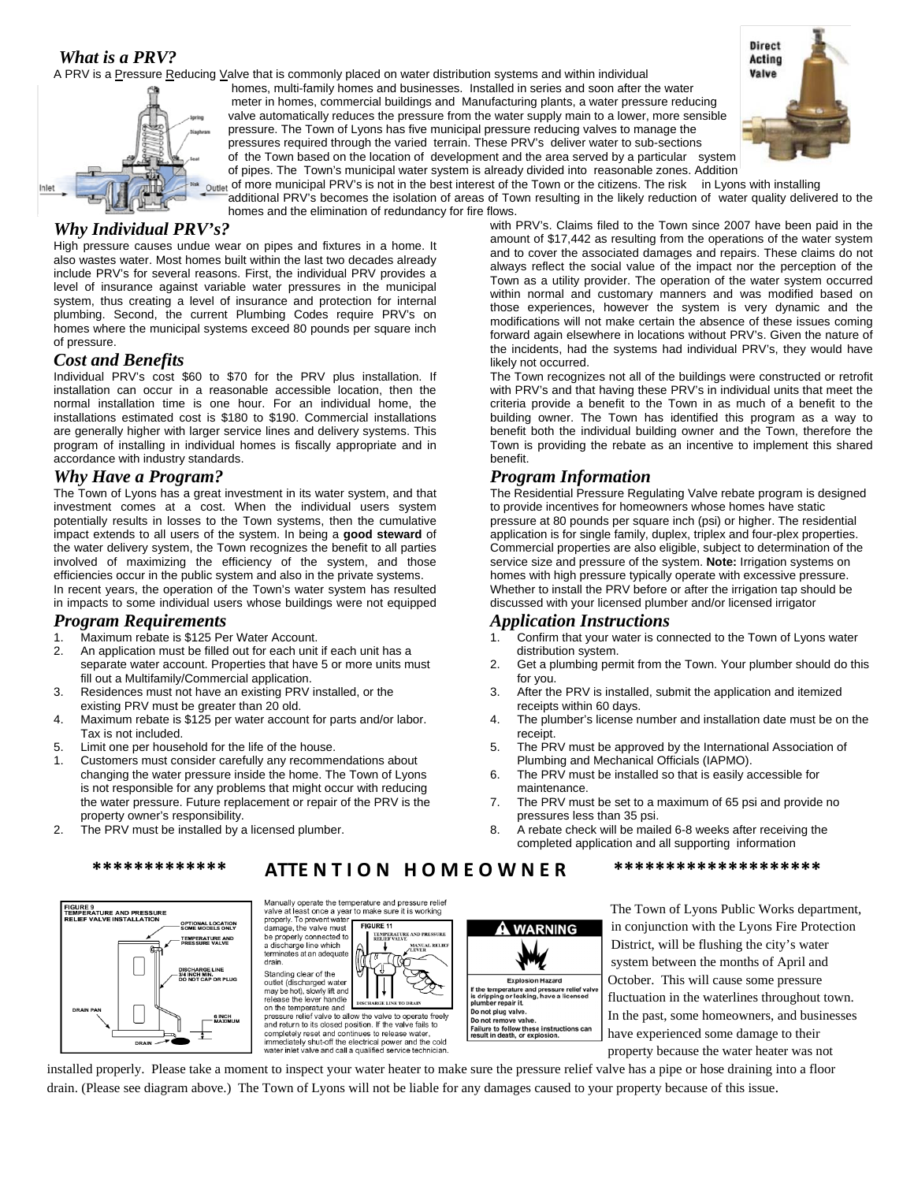## *What is a PRV?*

A PRV is a Pressure Reducing Valve that is commonly placed on water distribution systems and within individual homes, multi-family homes and businesses. Installed in series and soon after the water meter in homes, commercial buildings and Manufacturing plants, a water pressure reducing valve automatically reduces the pressure from the water supply main to a lower, more sensible pressure. The Town of Lyons has five municipal pressure reducing valves to manage the pressures required through the varied terrain. These PRV's deliver water to sub-sections of the Town based on the location of development and the area served by a particular system of pipes. The Town's municipal water system is already divided into reasonable zones. Addition of more municipal PRV's is not in the best interest of the Town or the citizens. The risk in Lyons with installing additional PRV's becomes the isolation of areas of Town resulting in the likely reduction of water quality delivered to the homes and the elimination of redundancy for fire flows.

## *Why Individual PRV's?*

High pressure causes undue wear on pipes and fixtures in a home. It also wastes water. Most homes built within the last two decades already include PRV's for several reasons. First, the individual PRV provides a level of insurance against variable water pressures in the municipal system, thus creating a level of insurance and protection for internal plumbing. Second, the current Plumbing Codes require PRV's on homes where the municipal systems exceed 80 pounds per square inch of pressure.

## *Cost and Benefits*

Individual PRV's cost $60 to $70 for the PRV plus installation. If installation can occur in a reasonable accessible location, then the normal installation time is one hour. For an individual home, the installations estimated cost is $180 to $190. Commercial installations are generally higher with larger service lines and delivery systems. This program of installing in individual homes is fiscally appropriate and in accordance with industry standards.

## *Why Have a Program?*

The Town of Lyons has a great investment in its water system, and that investment comes at a cost. When the individual users system potentially results in losses to the Town systems, then the cumulative impact extends to all users of the system. In being a **good steward** of the water delivery system, the Town recognizes the benefit to all parties involved of maximizing the efficiency of the system, and those efficiencies occur in the public system and also in the private systems.
In recent years, the operation of the Town's water system has resulted in impacts to some individual users whose buildings were not equipped with PRV's. Claims filed to the Town since 2007 have been paid in the amount of $17,442 as resulting from the operations of the water system and to cover the associated damages and repairs. These claims do not always reflect the social value of the impact nor the perception of the Town as a utility provider. The operation of the water system occurred within normal and customary manners and was modified based on those experiences, however the system is very dynamic and the modifications will not make certain the absence of these issues coming forward again elsewhere in locations without PRV's. Given the nature of the incidents, had the systems had individual PRV's, they would have likely not occurred.
The Town recognizes not all of the buildings were constructed or retrofit with PRV's and that having these PRV's in individual units that meet the criteria provide a benefit to the Town in as much of a benefit to the building owner. The Town has identified this program as a way to benefit both the individual building owner and the Town, therefore the Town is providing the rebate as an incentive to implement this shared benefit.

## *Program Information*

The Residential Pressure Regulating Valve rebate program is designed to provide incentives for homeowners whose homes have static pressure at 80 pounds per square inch (psi) or higher. The residential application is for single family, duplex, triplex and four-plex properties. Commercial properties are also eligible, subject to determination of the service size and pressure of the system. **Note:** Irrigation systems on homes with high pressure typically operate with excessive pressure. Whether to install the PRV before or after the irrigation tap should be discussed with your licensed plumber and/or licensed irrigator

## *Program Requirements*

1. Maximum rebate is $125 Per Water Account.
2. An application must be filled out for each unit if each unit has a separate water account. Properties that have 5 or more units must fill out a Multifamily/Commercial application.
3. Residences must not have an existing PRV installed, or the existing PRV must be greater than 20 old.
4. Maximum rebate is $125 per water account for parts and/or labor. Tax is not included.
5. Limit one per household for the life of the house.
1. Customers must consider carefully any recommendations about changing the water pressure inside the home. The Town of Lyons is not responsible for any problems that might occur with reducing the water pressure. Future replacement or repair of the PRV is the property owner's responsibility.
2. The PRV must be installed by a licensed plumber.

## *Application Instructions*

1. Confirm that your water is connected to the Town of Lyons water distribution system.
2. Get a plumbing permit from the Town. Your plumber should do this for you.
3. After the PRV is installed, submit the application and itemized receipts within 60 days.
4. The plumber's license number and installation date must be on the receipt.
5. The PRV must be approved by the International Association of Plumbing and Mechanical Officials (IAPMO).
6. The PRV must be installed so that is easily accessible for maintenance.
7. The PRV must be set to a maximum of 65 psi and provide no pressures less than 35 psi.
8. A rebate check will be mailed 6-8 weeks after receiving the completed application and all supporting information

**************** **ATTENTION HOMEOWNER** ********************

Manually operate the temperature and pressure relief valve at least once a year to make sure it is working properly. To prevent water damage, the valve must be properly connected to a discharge line which terminates at an adequate drain.

Standing clear of the outlet (discharged water may be hot), slowly lift and release the lever handle on the temperature and pressure relief valve to allow the valve to operate freely and return to its closed position. If the valve fails to completely reset and continues to release water, immediately shut-off the electrical power and the cold water inlet valve and call a qualified service technician.

**WARNING**
Explosion Hazard
If the temperature and pressure relief valve is dripping or leaking, have a licensed plumber repair it.
Do not plug valve.
Do not remove valve.
Failure to follow these instructions can result in death, or explosion.

The Town of Lyons Public Works department, in conjunction with the Lyons Fire Protection District, will be flushing the city's water system between the months of April and October. This will cause some pressure fluctuation in the waterlines throughout town. In the past, some homeowners, and businesses have experienced some damage to their property because the water heater was not installed properly. Please take a moment to inspect your water heater to make sure the pressure relief valve has a pipe or hose draining into a floor drain. (Please see diagram above.) The Town of Lyons will not be liable for any damages caused to your property because of this issue.